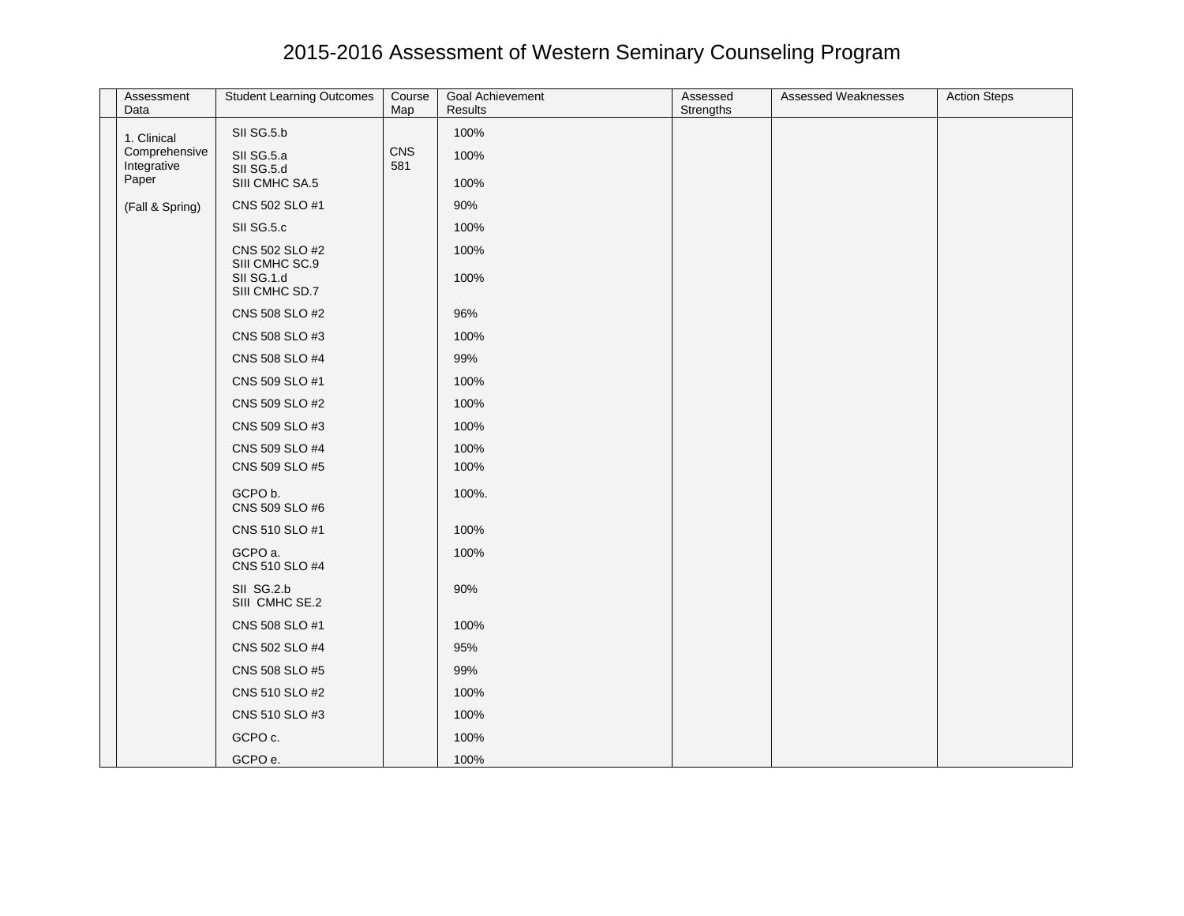# 2015-2016 Assessment of Western Seminary Counseling Program

| | Assessment Data | Student Learning Outcomes | Course Map | Goal Achievement Results | Assessed Strengths | Assessed Weaknesses | Action Steps |
|---|---|---|---|---|---|---|---|
| | 1. Clinical Comprehensive Integrative Paper<br><br>(Fall & Spring) | SII SG.5.b | CNS 581 | 100% | | | |
| | | SII SG.5.a<br>SII SG.5.d | | 100% | | | |
| | | SIII CMHC SA.5 | | 100% | | | |
| | | CNS 502 SLO #1 | | 90% | | | |
| | | SII SG.5.c | | 100% | | | |
| | | CNS 502 SLO #2<br>SIII CMHC SC.9 | | 100% | | | |
| | | SII SG.1.d<br>SIII CMHC SD.7 | | 100% | | | |
| | | CNS 508 SLO #2 | | 96% | | | |
| | | CNS 508 SLO #3 | | 100% | | | |
| | | CNS 508 SLO #4 | | 99% | | | |
| | | CNS 509 SLO #1 | | 100% | | | |
| | | CNS 509 SLO #2 | | 100% | | | |
| | | CNS 509 SLO #3 | | 100% | | | |
| | | CNS 509 SLO #4 | | 100% | | | |
| | | CNS 509 SLO #5 | | 100% | | | |
| | | GCPO b.<br>CNS 509 SLO #6 | | 100%. | | | |
| | | CNS 510 SLO #1 | | 100% | | | |
| | | GCPO a.<br>CNS 510 SLO #4 | | 100% | | | |
| | | SII SG.2.b<br>SIII CMHC SE.2 | | 90% | | | |
| | | CNS 508 SLO #1 | | 100% | | | |
| | | CNS 502 SLO #4 | | 95% | | | |
| | | CNS 508 SLO #5 | | 99% | | | |
| | | CNS 510 SLO #2 | | 100% | | | |
| | | CNS 510 SLO #3 | | 100% | | | |
| | | GCPO c. | | 100% | | | |
| | | GCPO e. | | 100% | | | |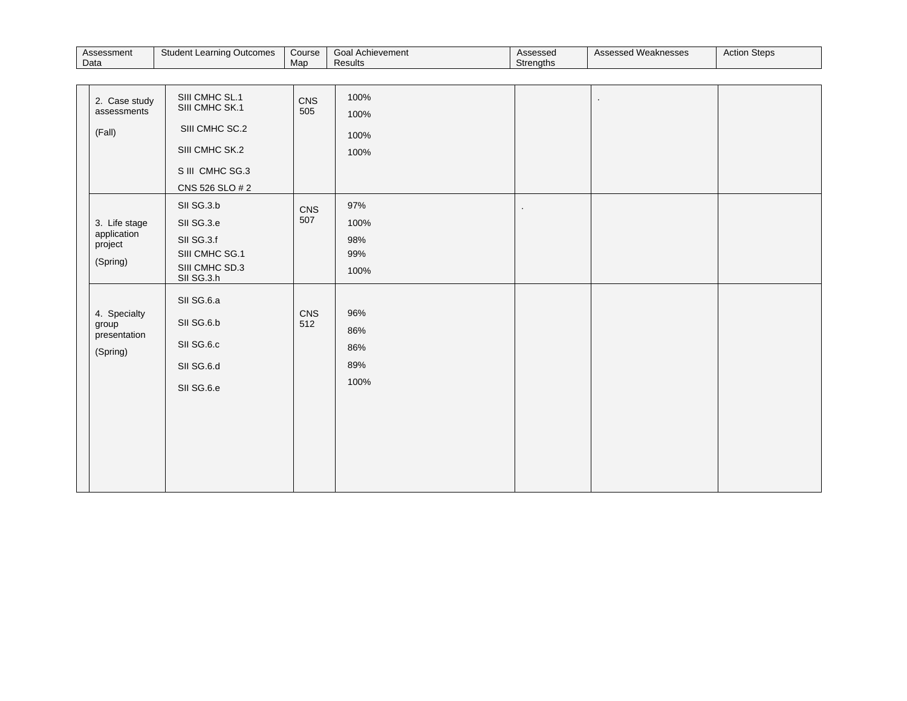| Assessment Data | Student Learning Outcomes | Course Map | Goal Achievement Results | Assessed Strengths | Assessed Weaknesses | Action Steps |
|---|---|---|---|---|---|---|
| 2. Case study assessments<br><br>(Fall) | SIII CMHC SL.1<br>SIII CMHC SK.1<br>SIII CMHC SC.2<br>SIII CMHC SK.2<br>S III CMHC SG.3<br>CNS 526 SLO # 2 | CNS 505 | 100%<br>100%<br>100%<br>100% | | . | |
| 3. Life stage application project<br><br>(Spring) | SII SG.3.b<br>SII SG.3.e<br>SII SG.3.f<br>SIII CMHC SG.1<br>SIII CMHC SD.3<br>SII SG.3.h | CNS 507 | 97%<br>100%<br>98%<br>99%<br>100% | . | | |
| 4. Specialty group presentation<br><br>(Spring) | SII SG.6.a<br>SII SG.6.b<br>SII SG.6.c<br>SII SG.6.d<br>SII SG.6.e | CNS 512 | 96%<br>86%<br>86%<br>89%<br>100% | | | |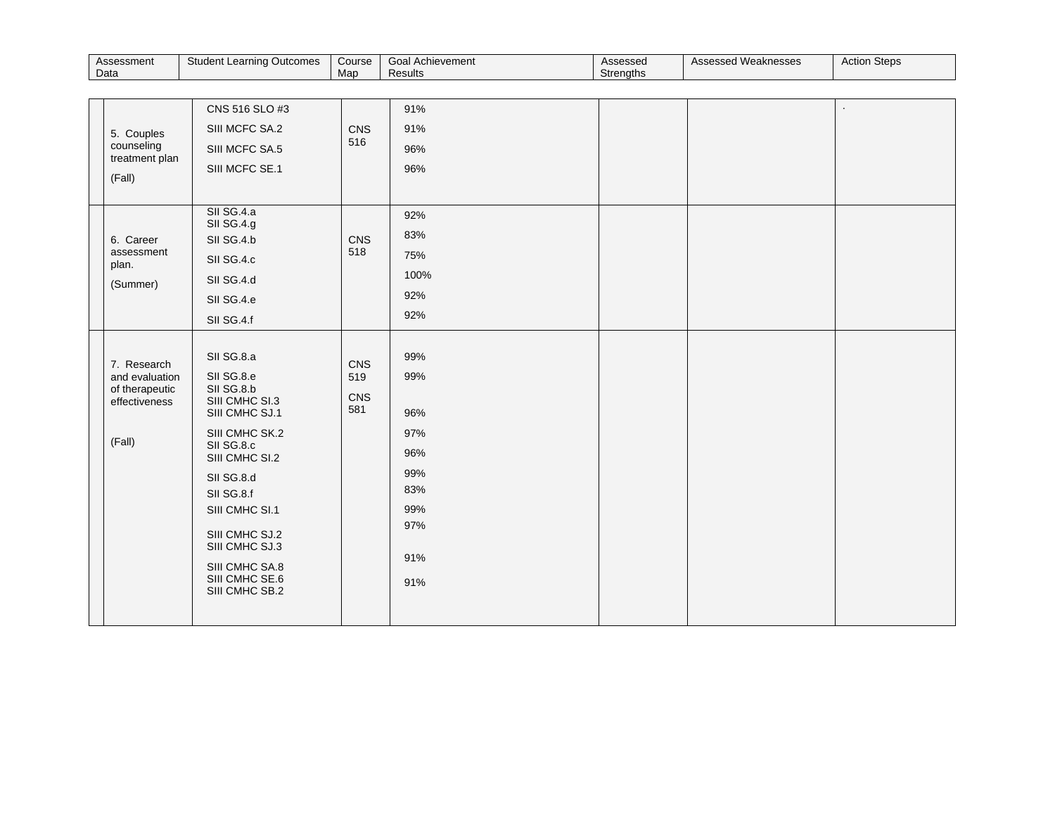| Assessment Data | Student Learning Outcomes | Course Map | Goal Achievement Results | Assessed Strengths | Assessed Weaknesses | Action Steps |
|---|---|---|---|---|---|---|
| 5. Couples counseling treatment plan<br><br>(Fall) | CNS 516 SLO #3<br>SIII MCFC SA.2<br>SIII MCFC SA.5<br>SIII MCFC SE.1 | CNS 516 | 91%<br>91%<br>96%<br>96% | | | . |
| 6. Career assessment plan.<br><br>(Summer) | SII SG.4.a<br>SII SG.4.g<br>SII SG.4.b<br>SII SG.4.c<br>SII SG.4.d<br>SII SG.4.e<br>SII SG.4.f | CNS 518 | 92%<br>83%<br>75%<br>100%<br>92%<br>92% | | | |
| 7. Research and evaluation of therapeutic effectiveness<br><br>(Fall) | SII SG.8.a<br>SII SG.8.e<br>SII SG.8.b<br>SIII CMHC SI.3<br>SIII CMHC SJ.1<br>SIII CMHC SK.2<br>SII SG.8.c<br>SIII CMHC SI.2<br>SII SG.8.d<br>SII SG.8.f<br>SIII CMHC SI.1<br>SIII CMHC SJ.2<br>SIII CMHC SJ.3<br>SIII CMHC SA.8<br>SIII CMHC SE.6<br>SIII CMHC SB.2 | CNS 519<br><br>CNS 581 | 99%<br>99%<br>96%<br>97%<br>96%<br>99%<br>83%<br>99%<br>97%<br>91%<br>91% | | | |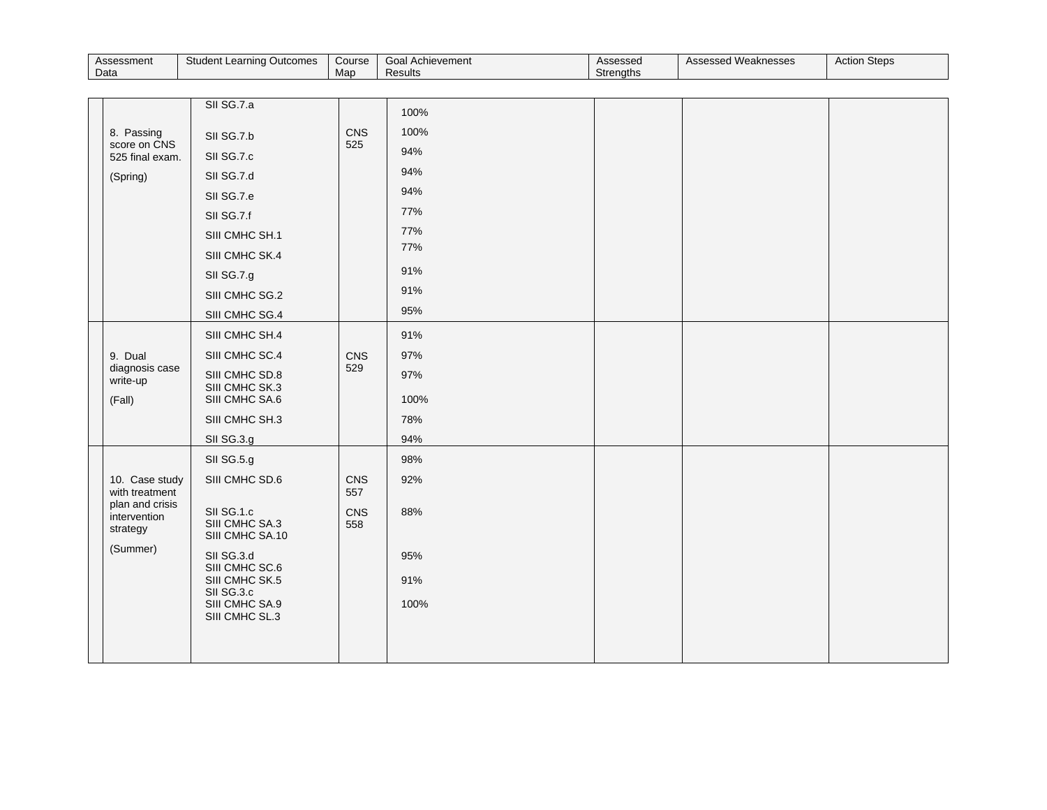| Assessment Data | Student Learning Outcomes | Course Map | Goal Achievement Results | Assessed Strengths | Assessed Weaknesses | Action Steps |
|---|---|---|---|---|---|---|
| 8. Passing score on CNS 525 final exam. (Spring) | SII SG.7.a<br>SII SG.7.b<br>SII SG.7.c<br>SII SG.7.d<br>SII SG.7.e<br>SII SG.7.f<br>SIII CMHC SH.1<br>SIII CMHC SK.4<br>SII SG.7.g<br>SIII CMHC SG.2<br>SIII CMHC SG.4 | CNS 525 | 100%<br>100%<br>94%<br>94%<br>94%<br>77%<br>77%<br>77%<br>91%<br>91%<br>95% | | | |
| 9. Dual diagnosis case write-up (Fall) | SIII CMHC SH.4<br>SIII CMHC SC.4<br>SIII CMHC SD.8<br>SIII CMHC SK.3<br>SIII CMHC SA.6<br>SIII CMHC SH.3<br>SII SG.3.g | CNS 529 | 91%<br>97%<br>97%<br>100%<br>78%<br>94% | | | |
| 10. Case study with treatment plan and crisis intervention strategy (Summer) | SII SG.5.g<br>SIII CMHC SD.6<br>SII SG.1.c<br>SIII CMHC SA.3<br>SIII CMHC SA.10<br>SII SG.3.d<br>SIII CMHC SC.6<br>SIII CMHC SK.5<br>SII SG.3.c<br>SIII CMHC SA.9<br>SIII CMHC SL.3 | CNS 557<br>CNS 558 | 98%<br>92%<br>88%<br>95%<br>91%<br>100% | | | |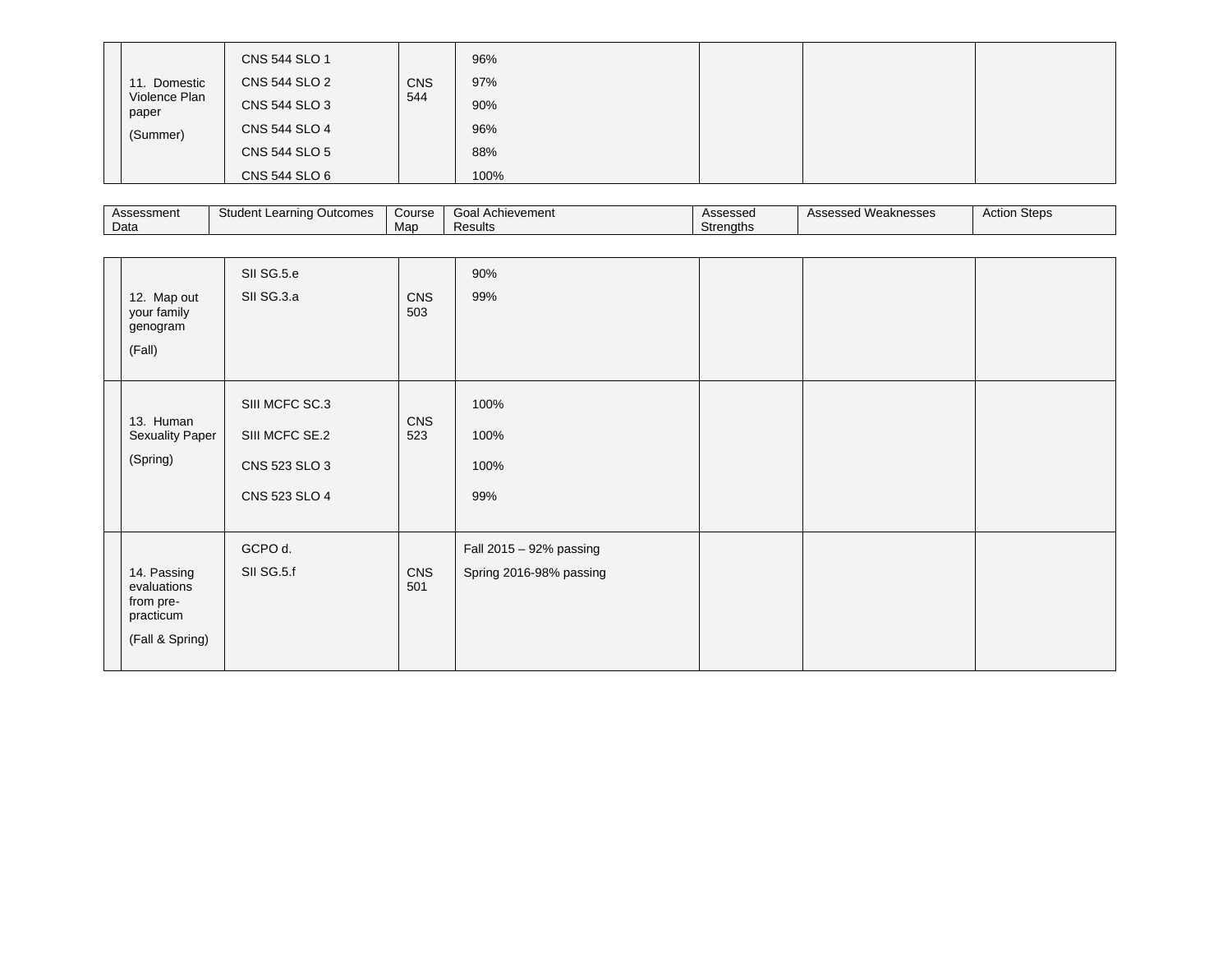| | Assessment Data | Student Learning Outcomes | Course Map | Goal Achievement Results | Assessed Strengths | Assessed Weaknesses | Action Steps |
|---|---|---|---|---|---|---|---|
| | 11. Domestic Violence Plan paper (Summer) | CNS 544 SLO 1<br>CNS 544 SLO 2<br>CNS 544 SLO 3<br>CNS 544 SLO 4<br>CNS 544 SLO 5<br>CNS 544 SLO 6 | CNS 544 | 96%<br>97%<br>90%<br>96%<br>88%<br>100% | | | |
| | 12. Map out your family genogram (Fall) | SII SG.5.e<br>SII SG.3.a | CNS 503 | 90%<br>99% | | | |
| | 13. Human Sexuality Paper (Spring) | SIII MCFC SC.3<br>SIII MCFC SE.2<br>CNS 523 SLO 3<br>CNS 523 SLO 4 | CNS 523 | 100%<br>100%<br>100%<br>99% | | | |
| | 14. Passing evaluations from pre-practicum (Fall & Spring) | GCPO d.<br>SII SG.5.f | CNS 501 | Fall 2015 – 92% passing<br>Spring 2016-98% passing | | | |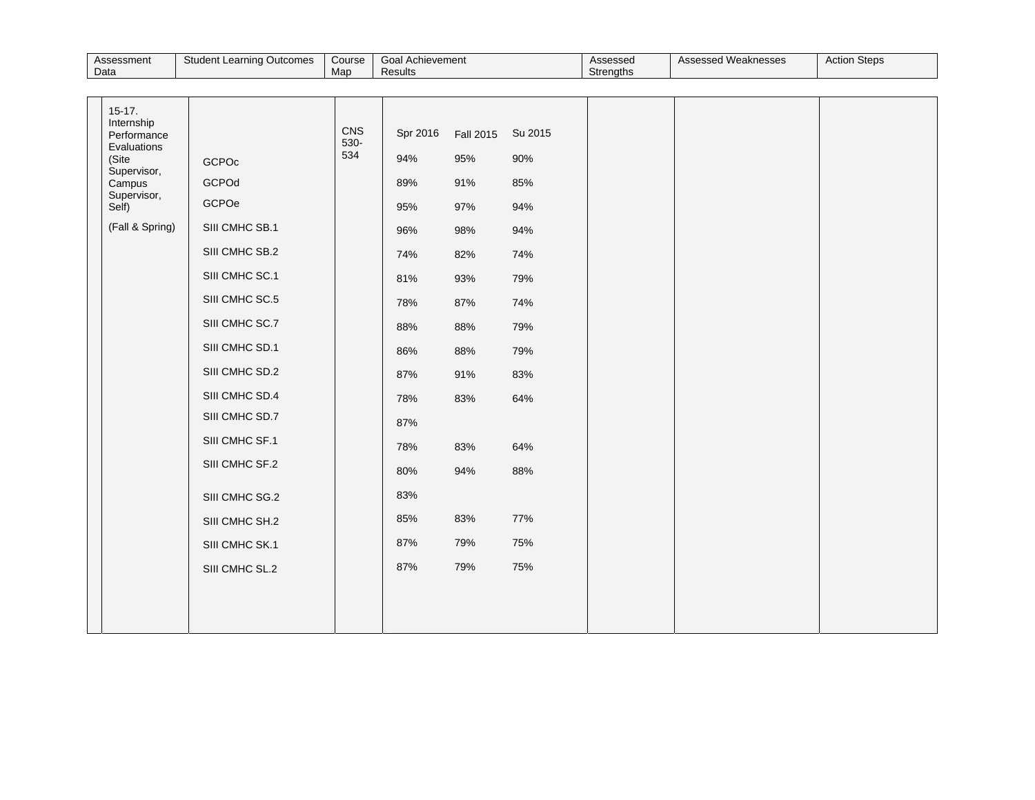| Assessment Data | Student Learning Outcomes | Course Map | Goal Achievement Results | | | Assessed Strengths | Assessed Weaknesses | Action Steps |
|---|---|---|---|---|---|---|---|---|
| 15-17. Internship Performance Evaluations (Site Supervisor, Campus Supervisor, Self) (Fall & Spring) | | CNS 530-534 | Spr 2016 | Fall 2015 | Su 2015 | | | |
| | GCPOc | | 94% | 95% | 90% | | | |
| | GCPOd | | 89% | 91% | 85% | | | |
| | GCPOe | | 95% | 97% | 94% | | | |
| | SIII CMHC SB.1 | | 96% | 98% | 94% | | | |
| | SIII CMHC SB.2 | | 74% | 82% | 74% | | | |
| | SIII CMHC SC.1 | | 81% | 93% | 79% | | | |
| | SIII CMHC SC.5 | | 78% | 87% | 74% | | | |
| | SIII CMHC SC.7 | | 88% | 88% | 79% | | | |
| | SIII CMHC SD.1 | | 86% | 88% | 79% | | | |
| | SIII CMHC SD.2 | | 87% | 91% | 83% | | | |
| | SIII CMHC SD.4 | | 78% | 83% | 64% | | | |
| | SIII CMHC SD.7 | | 87% | | | | | |
| | SIII CMHC SF.1 | | 78% | 83% | 64% | | | |
| | SIII CMHC SF.2 | | 80% | 94% | 88% | | | |
| | SIII CMHC SG.2 | | 83% | | | | | |
| | SIII CMHC SH.2 | | 85% | 83% | 77% | | | |
| | SIII CMHC SK.1 | | 87% | 79% | 75% | | | |
| | SIII CMHC SL.2 | | 87% | 79% | 75% | | | |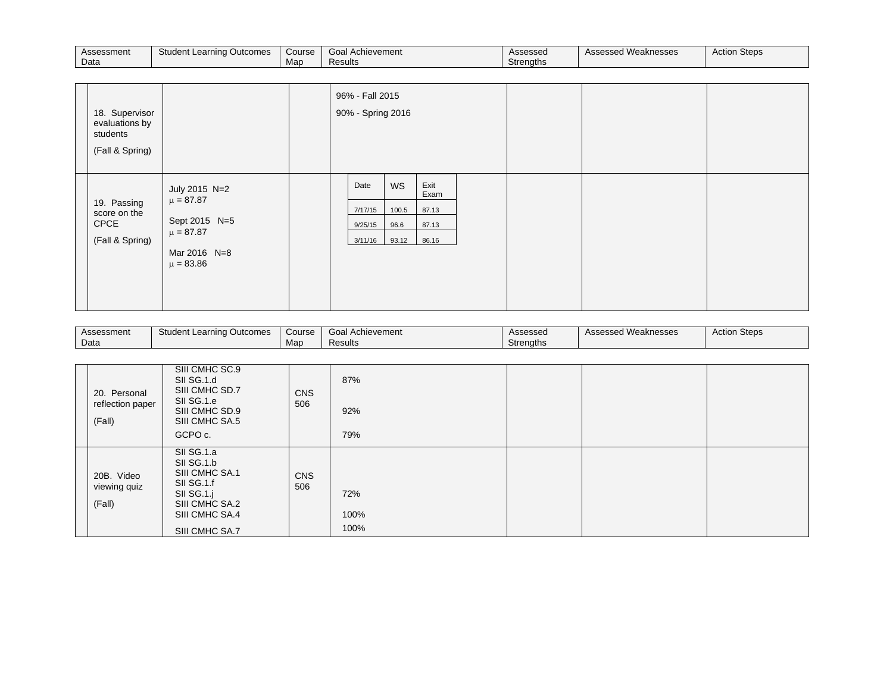| Assessment Data | Student Learning Outcomes | Course Map | Goal Achievement Results | Assessed Strengths | Assessed Weaknesses | Action Steps |
|---|---|---|---|---|---|---|
| 18. Supervisor evaluations by students (Fall & Spring) | | | 96% - Fall 2015<br>90% - Spring 2016 | | | |
| 19. Passing score on the CPCE (Fall & Spring) | July 2015 N=2<br>μ = 87.87<br>Sept 2015 N=5<br>μ = 87.87<br>Mar 2016 N=8<br>μ = 83.86 | | Date / WS / Exit Exam:<br>7/17/15 / 100.5 / 87.13<br>9/25/15 / 96.6 / 87.13<br>3/11/16 / 93.12 / 86.16 | | | |

| Assessment Data | Student Learning Outcomes | Course Map | Goal Achievement Results | Assessed Strengths | Assessed Weaknesses | Action Steps |
|---|---|---|---|---|---|---|
| 20. Personal reflection paper (Fall) | SIII CMHC SC.9<br>SII SG.1.d<br>SIII CMHC SD.7<br>SII SG.1.e<br>SIII CMHC SD.9<br>SIII CMHC SA.5<br>GCPO c. | CNS 506 | 87%<br>92%<br>79% | | | |
| 20B. Video viewing quiz (Fall) | SII SG.1.a<br>SII SG.1.b<br>SIII CMHC SA.1<br>SII SG.1.f<br>SII SG.1.j<br>SIII CMHC SA.2<br>SIII CMHC SA.4<br>SIII CMHC SA.7 | CNS 506 | 72%<br>100%<br>100% | | | |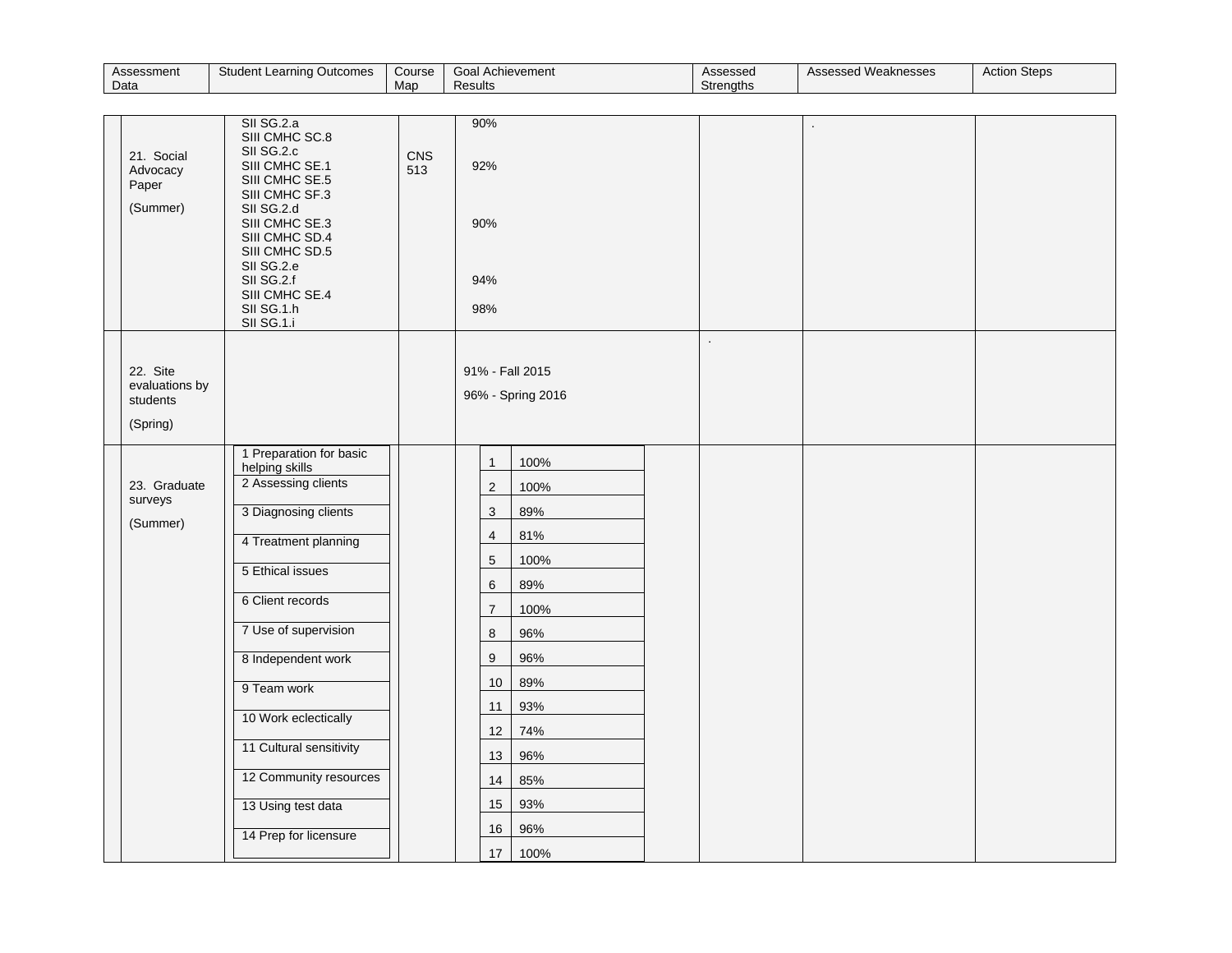| Assessment Data | Student Learning Outcomes | Course Map | Goal Achievement Results | Assessed Strengths | Assessed Weaknesses | Action Steps |
|---|---|---|---|---|---|---|
| 21. Social Advocacy Paper (Summer) | SII SG.2.a<br>SIII CMHC SC.8<br>SII SG.2.c<br>SIII CMHC SE.1<br>SIII CMHC SE.5<br>SIII CMHC SF.3<br>SII SG.2.d<br>SIII CMHC SE.3<br>SIII CMHC SD.4<br>SIII CMHC SD.5<br>SII SG.2.e<br>SII SG.2.f<br>SIII CMHC SE.4<br>SII SG.1.h<br>SII SG.1.i | CNS 513 | 90%<br>92%<br>90%<br>94%<br>98% | | . | |
| 22. Site evaluations by students (Spring) | | | 91% - Fall 2015<br>96% - Spring 2016 | . | | |
| 23. Graduate surveys (Summer) | 1 Preparation for basic helping skills<br>2 Assessing clients<br>3 Diagnosing clients<br>4 Treatment planning<br>5 Ethical issues<br>6 Client records<br>7 Use of supervision<br>8 Independent work<br>9 Team work<br>10 Work eclectically<br>11 Cultural sensitivity<br>12 Community resources<br>13 Using test data<br>14 Prep for licensure | | 1 100%<br>2 100%<br>3 89%<br>4 81%<br>5 100%<br>6 89%<br>7 100%<br>8 96%<br>9 96%<br>10 89%<br>11 93%<br>12 74%<br>13 96%<br>14 85%<br>15 93%<br>16 96%<br>17 100% | | | |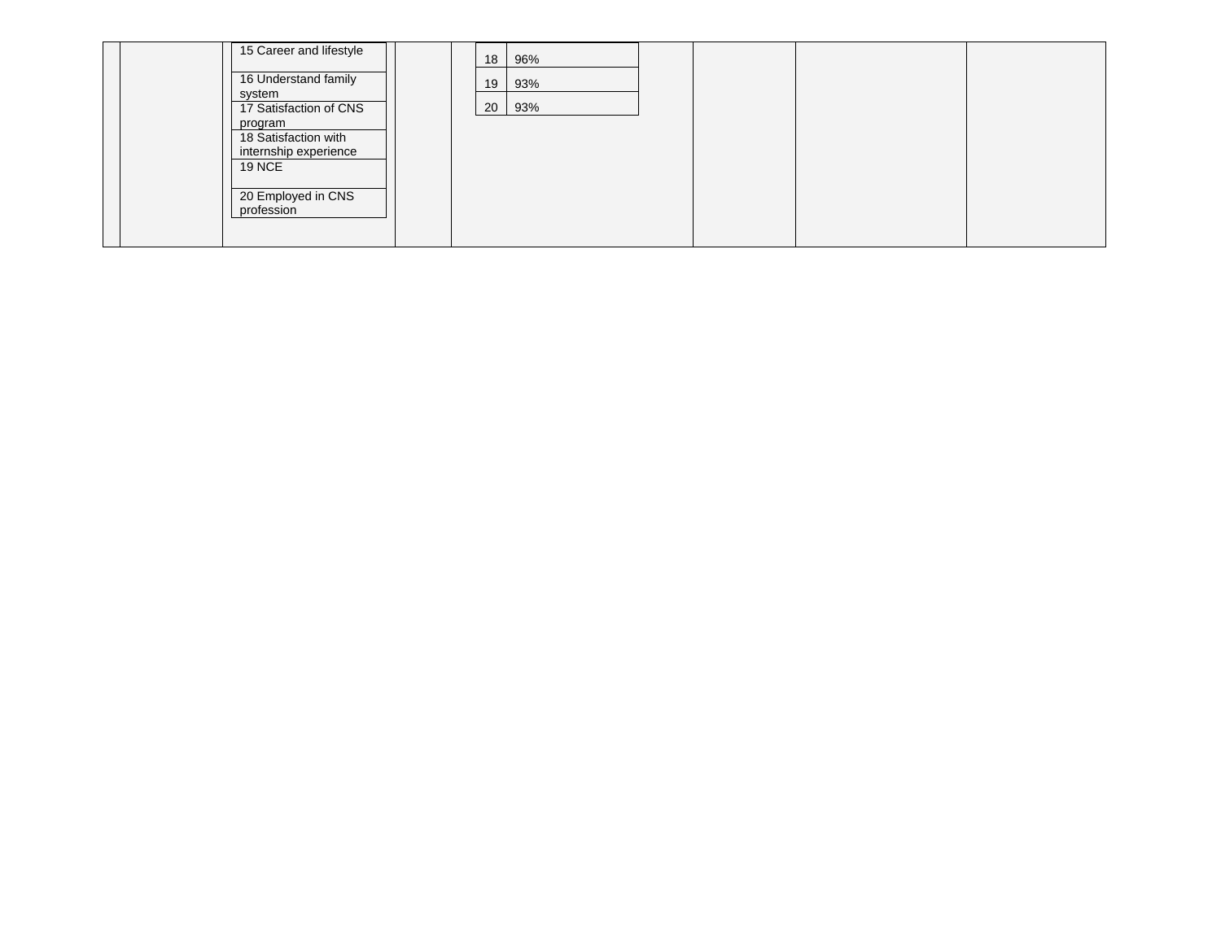| | | | | | | | |
|---|---|---|---|---|---|---|---|
| | | 15 Career and lifestyle<br>16 Understand family system<br>17 Satisfaction of CNS program<br>18 Satisfaction with internship experience<br>19 NCE<br>20 Employed in CNS profession | | 18 96%<br>19 93%<br>20 93% | | | |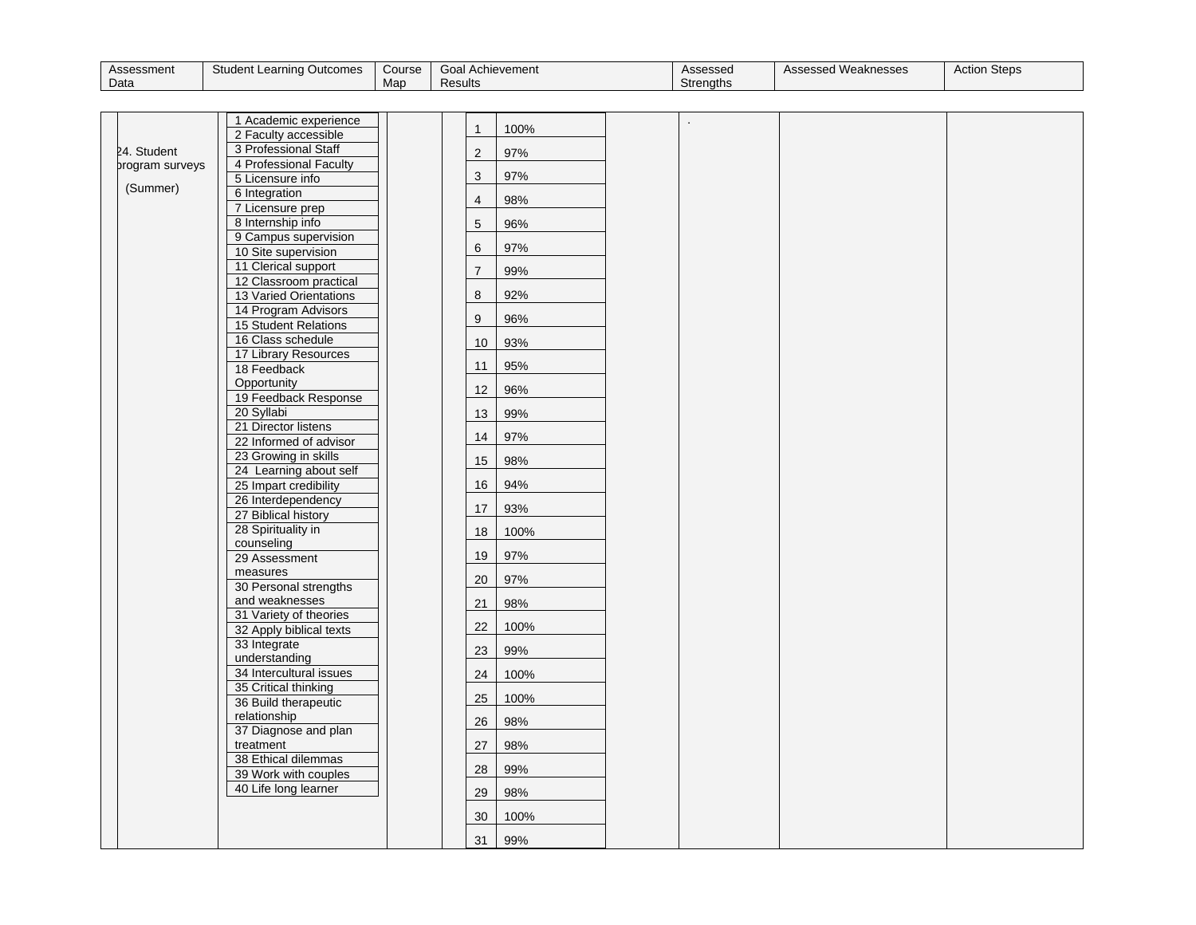| Assessment Data | Student Learning Outcomes | Course Map | Goal Achievement Results | Assessed Strengths | Assessed Weaknesses | Action Steps |
|---|---|---|---|---|---|---|
| 24. Student program surveys (Summer) | 1 Academic experience<br>2 Faculty accessible<br>3 Professional Staff<br>4 Professional Faculty<br>5 Licensure info<br>6 Integration<br>7 Licensure prep<br>8 Internship info<br>9 Campus supervision<br>10 Site supervision<br>11 Clerical support<br>12 Classroom practical<br>13 Varied Orientations<br>14 Program Advisors<br>15 Student Relations<br>16 Class schedule<br>17 Library Resources<br>18 Feedback Opportunity<br>19 Feedback Response<br>20 Syllabi<br>21 Director listens<br>22 Informed of advisor<br>23 Growing in skills<br>24 Learning about self<br>25 Impart credibility<br>26 Interdependency<br>27 Biblical history<br>28 Spirituality in counseling<br>29 Assessment measures<br>30 Personal strengths and weaknesses<br>31 Variety of theories<br>32 Apply biblical texts<br>33 Integrate understanding<br>34 Intercultural issues<br>35 Critical thinking<br>36 Build therapeutic relationship<br>37 Diagnose and plan treatment<br>38 Ethical dilemmas<br>39 Work with couples<br>40 Life long learner | | 1 100%<br>2 97%<br>3 97%<br>4 98%<br>5 96%<br>6 97%<br>7 99%<br>8 92%<br>9 96%<br>10 93%<br>11 95%<br>12 96%<br>13 99%<br>14 97%<br>15 98%<br>16 94%<br>17 93%<br>18 100%<br>19 97%<br>20 97%<br>21 98%<br>22 100%<br>23 99%<br>24 100%<br>25 100%<br>26 98%<br>27 98%<br>28 99%<br>29 98%<br>30 100%<br>31 99% | . | | |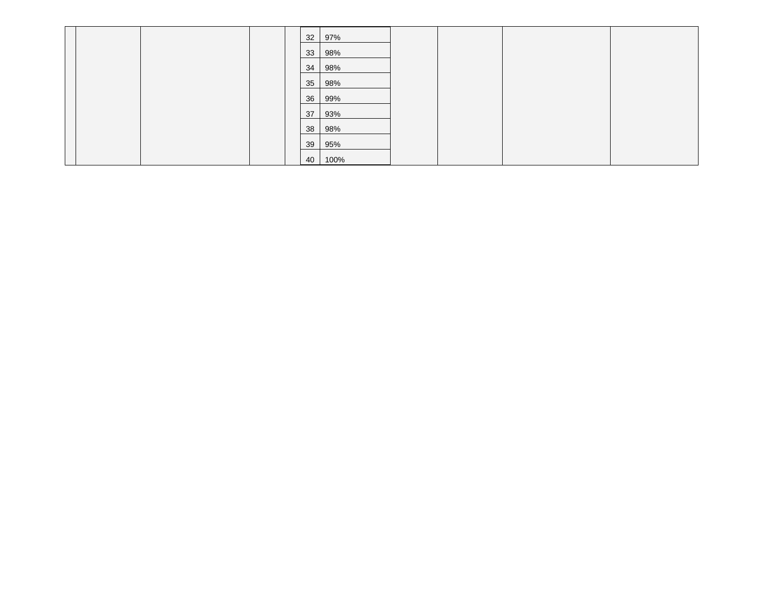| | | | | | | | | | | |
|---|---|---|---|---|---|---|---|---|---|---|
| | | | | | 32 | 97% | | | | |
| | | | | | 33 | 98% | | | | |
| | | | | | 34 | 98% | | | | |
| | | | | | 35 | 98% | | | | |
| | | | | | 36 | 99% | | | | |
| | | | | | 37 | 93% | | | | |
| | | | | | 38 | 98% | | | | |
| | | | | | 39 | 95% | | | | |
| | | | | | 40 | 100% | | | | |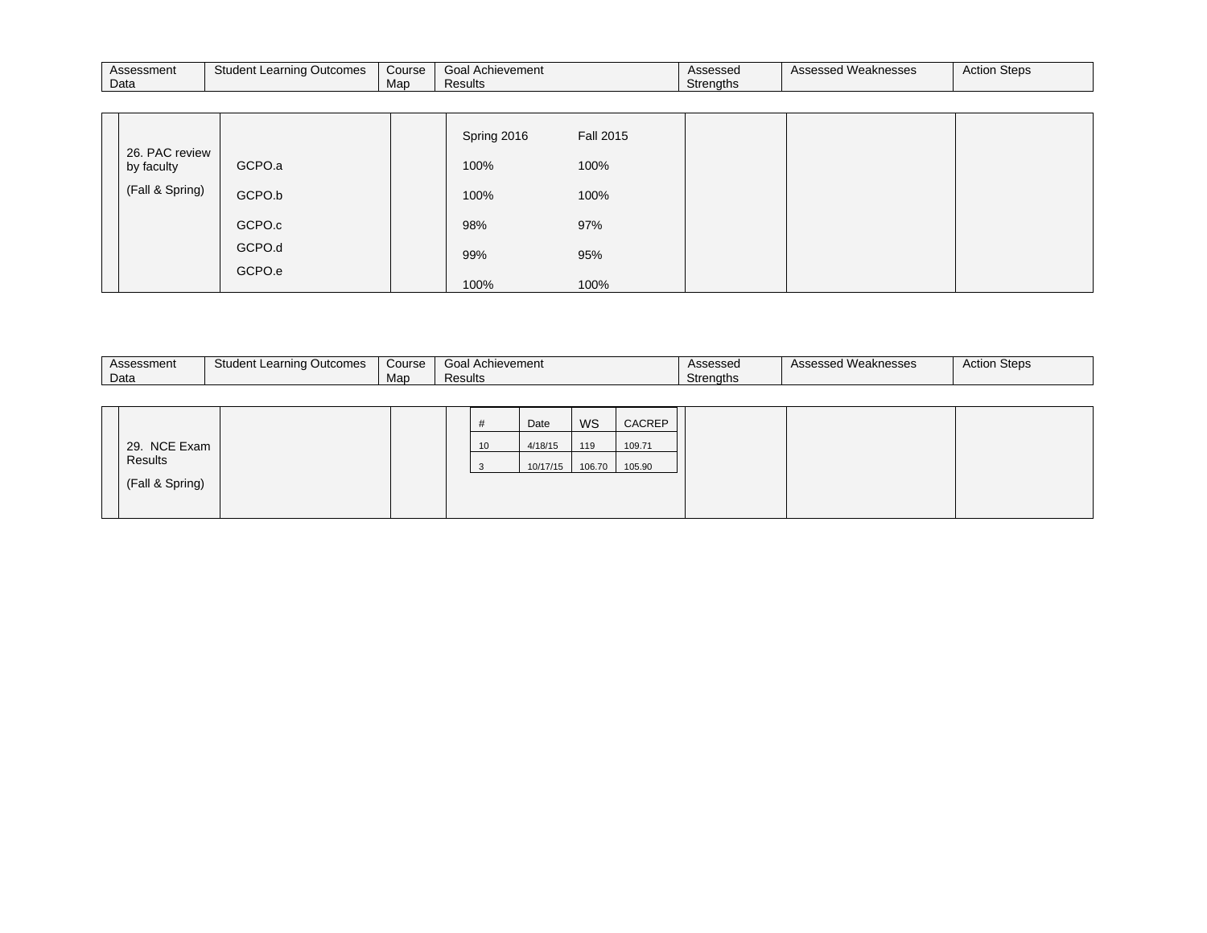| Assessment Data | Student Learning Outcomes | Course Map | Goal Achievement Results | Assessed Strengths | Assessed Weaknesses | Action Steps |
|---|---|---|---|---|---|---|
| 26. PAC review by faculty (Fall & Spring) | GCPO.a<br>GCPO.b<br>GCPO.c<br>GCPO.d<br>GCPO.e | | Spring 2016 / Fall 2015<br>100% / 100%<br>100% / 100%<br>98% / 97%<br>99% / 95%<br>100% / 100% | | | |

| Assessment Data | Student Learning Outcomes | Course Map | Goal Achievement Results | Assessed Strengths | Assessed Weaknesses | Action Steps |
|---|---|---|---|---|---|---|
| 29. NCE Exam Results (Fall & Spring) | | | # / Date / WS / CACREP<br>10 / 4/18/15 / 119 / 109.71<br>3 / 10/17/15 / 106.70 / 105.90 | | | |